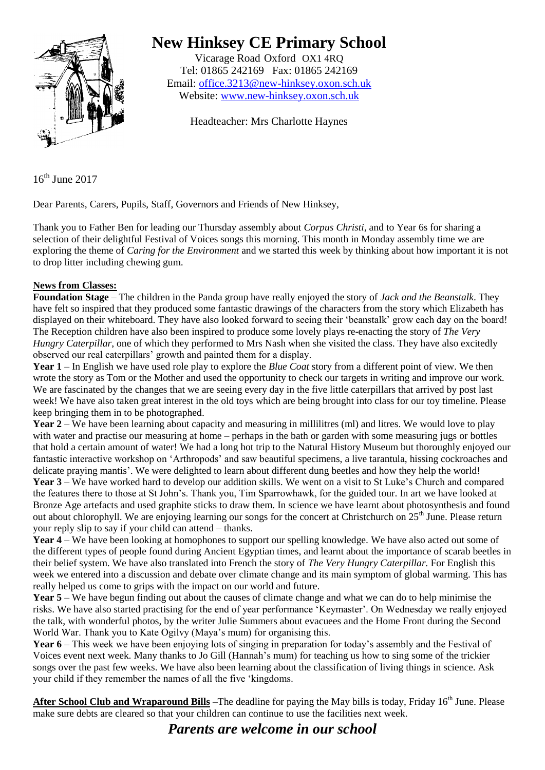# New Hinksey CE Primary School

Vicarage Road Oxford OX1 4RQ
Tel: 01865 242169 Fax: 01865 242169
Email: office.3213@new-hinksey.oxon.sch.uk
Website: www.new-hinksey.oxon.sch.uk

Headteacher: Mrs Charlotte Haynes

16th June 2017

Dear Parents, Carers, Pupils, Staff, Governors and Friends of New Hinksey,

Thank you to Father Ben for leading our Thursday assembly about *Corpus Christi*, and to Year 6s for sharing a selection of their delightful Festival of Voices songs this morning. This month in Monday assembly time we are exploring the theme of *Caring for the Environment* and we started this week by thinking about how important it is not to drop litter including chewing gum.

**News from Classes:**

**Foundation Stage** – The children in the Panda group have really enjoyed the story of *Jack and the Beanstalk*. They have felt so inspired that they produced some fantastic drawings of the characters from the story which Elizabeth has displayed on their whiteboard. They have also looked forward to seeing their 'beanstalk' grow each day on the board! The Reception children have also been inspired to produce some lovely plays re-enacting the story of *The Very Hungry Caterpillar*, one of which they performed to Mrs Nash when she visited the class. They have also excitedly observed our real caterpillars' growth and painted them for a display.

**Year 1** – In English we have used role play to explore the *Blue Coat* story from a different point of view. We then wrote the story as Tom or the Mother and used the opportunity to check our targets in writing and improve our work. We are fascinated by the changes that we are seeing every day in the five little caterpillars that arrived by post last week! We have also taken great interest in the old toys which are being brought into class for our toy timeline. Please keep bringing them in to be photographed.

**Year 2** – We have been learning about capacity and measuring in millilitres (ml) and litres. We would love to play with water and practise our measuring at home – perhaps in the bath or garden with some measuring jugs or bottles that hold a certain amount of water! We had a long hot trip to the Natural History Museum but thoroughly enjoyed our fantastic interactive workshop on 'Arthropods' and saw beautiful specimens, a live tarantula, hissing cockroaches and delicate praying mantis'. We were delighted to learn about different dung beetles and how they help the world!

**Year 3** – We have worked hard to develop our addition skills. We went on a visit to St Luke's Church and compared the features there to those at St John's. Thank you, Tim Sparrowhawk, for the guided tour. In art we have looked at Bronze Age artefacts and used graphite sticks to draw them. In science we have learnt about photosynthesis and found out about chlorophyll. We are enjoying learning our songs for the concert at Christchurch on 25th June. Please return your reply slip to say if your child can attend – thanks.

**Year 4** – We have been looking at homophones to support our spelling knowledge. We have also acted out some of the different types of people found during Ancient Egyptian times, and learnt about the importance of scarab beetles in their belief system. We have also translated into French the story of *The Very Hungry Caterpillar.* For English this week we entered into a discussion and debate over climate change and its main symptom of global warming. This has really helped us come to grips with the impact on our world and future.

**Year 5** – We have begun finding out about the causes of climate change and what we can do to help minimise the risks. We have also started practising for the end of year performance 'Keymaster'. On Wednesday we really enjoyed the talk, with wonderful photos, by the writer Julie Summers about evacuees and the Home Front during the Second World War. Thank you to Kate Ogilvy (Maya's mum) for organising this.

**Year 6** – This week we have been enjoying lots of singing in preparation for today's assembly and the Festival of Voices event next week. Many thanks to Jo Gill (Hannah's mum) for teaching us how to sing some of the trickier songs over the past few weeks. We have also been learning about the classification of living things in science. Ask your child if they remember the names of all the five 'kingdoms.

**After School Club and Wraparound Bills** –The deadline for paying the May bills is today, Friday 16th June. Please make sure debts are cleared so that your children can continue to use the facilities next week.

***Parents are welcome in our school***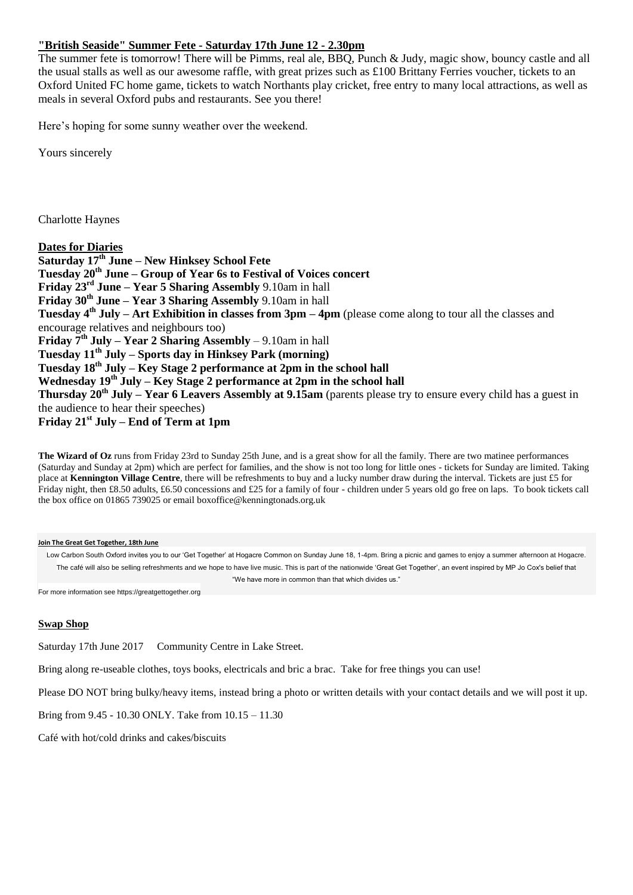**"British Seaside" Summer Fete - Saturday 17th June 12 - 2.30pm**

The summer fete is tomorrow! There will be Pimms, real ale, BBQ, Punch & Judy, magic show, bouncy castle and all the usual stalls as well as our awesome raffle, with great prizes such as £100 Brittany Ferries voucher, tickets to an Oxford United FC home game, tickets to watch Northants play cricket, free entry to many local attractions, as well as meals in several Oxford pubs and restaurants. See you there!

Here's hoping for some sunny weather over the weekend.

Yours sincerely

Charlotte Haynes

**Dates for Diaries**

**Saturday 17th June – New Hinksey School Fete**
**Tuesday 20th June – Group of Year 6s to Festival of Voices concert**
**Friday 23rd June – Year 5 Sharing Assembly** 9.10am in hall
**Friday 30th June – Year 3 Sharing Assembly** 9.10am in hall
**Tuesday 4th July – Art Exhibition in classes from 3pm – 4pm** (please come along to tour all the classes and encourage relatives and neighbours too)
**Friday 7th July – Year 2 Sharing Assembly** – 9.10am in hall
**Tuesday 11th July – Sports day in Hinksey Park (morning)**
**Tuesday 18th July – Key Stage 2 performance at 2pm in the school hall**
**Wednesday 19th July – Key Stage 2 performance at 2pm in the school hall**
**Thursday 20th July – Year 6 Leavers Assembly at 9.15am** (parents please try to ensure every child has a guest in the audience to hear their speeches)
**Friday 21st July – End of Term at 1pm**

**The Wizard of Oz** runs from Friday 23rd to Sunday 25th June, and is a great show for all the family. There are two matinee performances (Saturday and Sunday at 2pm) which are perfect for families, and the show is not too long for little ones - tickets for Sunday are limited. Taking place at **Kennington Village Centre**, there will be refreshments to buy and a lucky number draw during the interval. Tickets are just £5 for Friday night, then £8.50 adults, £6.50 concessions and £25 for a family of four - children under 5 years old go free on laps. To book tickets call the box office on 01865 739025 or email boxoffice@kenningtonads.org.uk

**Join The Great Get Together, 18th June**

Low Carbon South Oxford invites you to our 'Get Together' at Hogacre Common on Sunday June 18, 1-4pm. Bring a picnic and games to enjoy a summer afternoon at Hogacre. The café will also be selling refreshments and we hope to have live music. This is part of the nationwide 'Great Get Together', an event inspired by MP Jo Cox's belief that "We have more in common than that which divides us."

For more information see https://greatgettogether.org

**Swap Shop**

Saturday 17th June 2017 Community Centre in Lake Street.

Bring along re-useable clothes, toys books, electricals and bric a brac. Take for free things you can use!

Please DO NOT bring bulky/heavy items, instead bring a photo or written details with your contact details and we will post it up.

Bring from 9.45 - 10.30 ONLY. Take from 10.15 – 11.30

Café with hot/cold drinks and cakes/biscuits